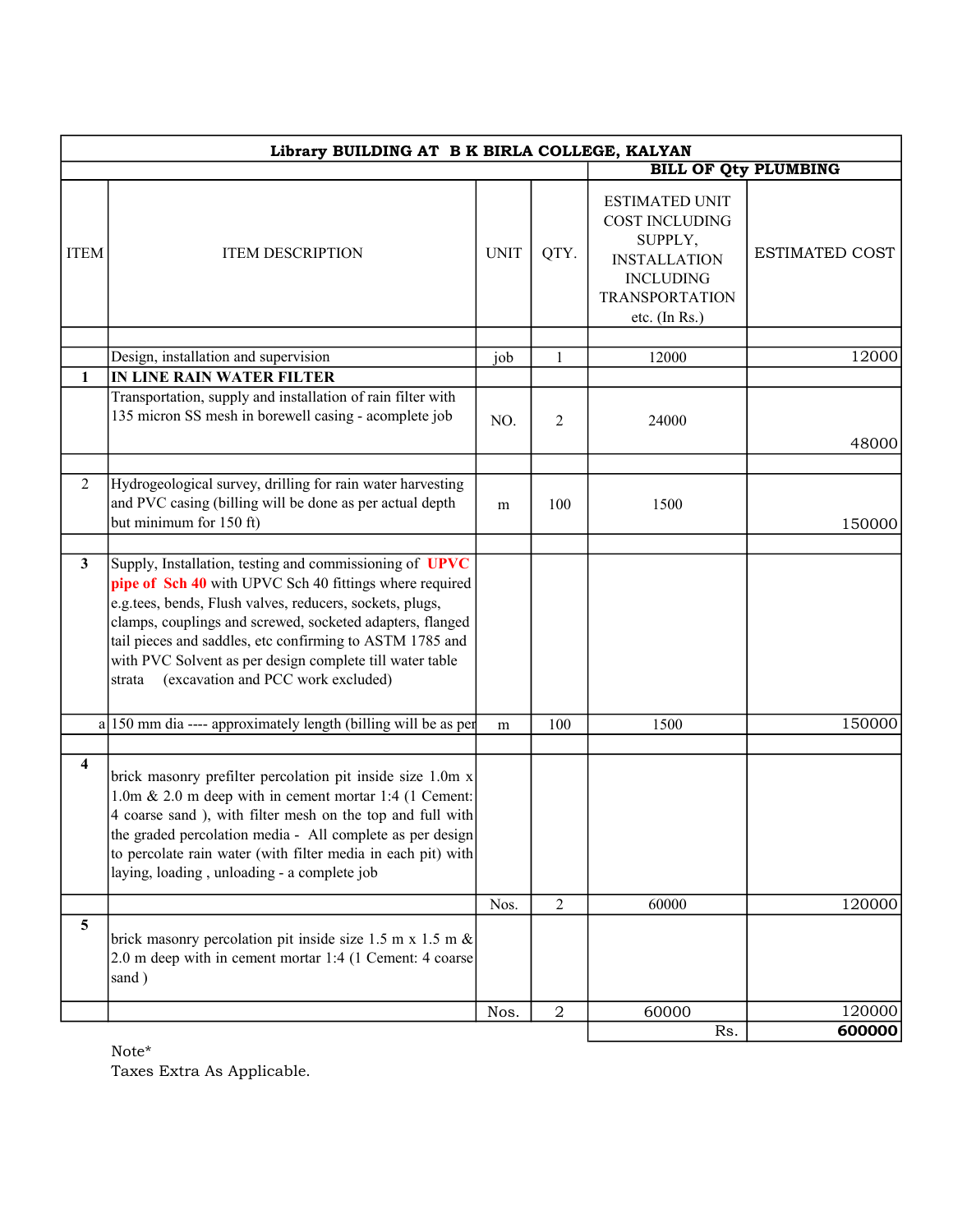| Library BUILDING AT B K BIRLA COLLEGE, KALYAN | | | | | |
|---|---|---|---|---|---|
| | | | | BILL OF Qty PLUMBING | |
| ITEM | ITEM DESCRIPTION | UNIT | QTY. | ESTIMATED UNIT COST INCLUDING SUPPLY, INSTALLATION INCLUDING TRANSPORTATION etc. (In Rs.) | ESTIMATED COST |
| | | | | | |
| | Design, installation and supervision | job | 1 | 12000 | 12000 |
| 1 | **IN LINE RAIN WATER FILTER** | | | | |
| | Transportation, supply and installation of rain filter with 135 micron SS mesh in borewell casing - acomplete job | NO. | 2 | 24000 | 48000 |
| | | | | | |
| 2 | Hydrogeological survey, drilling for rain water harvesting and PVC casing (billing will be done as per actual depth but minimum for 150 ft) | m | 100 | 1500 | 150000 |
| | | | | | |
| 3 | Supply, Installation, testing and commissioning of **UPVC pipe of Sch 40** with UPVC Sch 40 fittings where required e.g.tees, bends, Flush valves, reducers, sockets, plugs, clamps, couplings and screwed, socketed adapters, flanged tail pieces and saddles, etc confirming to ASTM 1785 and with PVC Solvent as per design complete till water table strata (excavation and PCC work excluded) | | | | |
| a | 150 mm dia ---- approximately length (billing will be as per | m | 100 | 1500 | 150000 |
| | | | | | |
| 4 | brick masonry prefilter percolation pit inside size 1.0m x 1.0m & 2.0 m deep with in cement mortar 1:4 (1 Cement: 4 coarse sand ), with filter mesh on the top and full with the graded percolation media - All complete as per design to percolate rain water (with filter media in each pit) with laying, loading , unloading - a complete job | | | | |
| | | Nos. | 2 | 60000 | 120000 |
| 5 | brick masonry percolation pit inside size 1.5 m x 1.5 m & 2.0 m deep with in cement mortar 1:4 (1 Cement: 4 coarse sand ) | | | | |
| | | Nos. | 2 | 60000 | 120000 |
| | | | | Rs. | **600000** |

Note*
Taxes Extra As Applicable.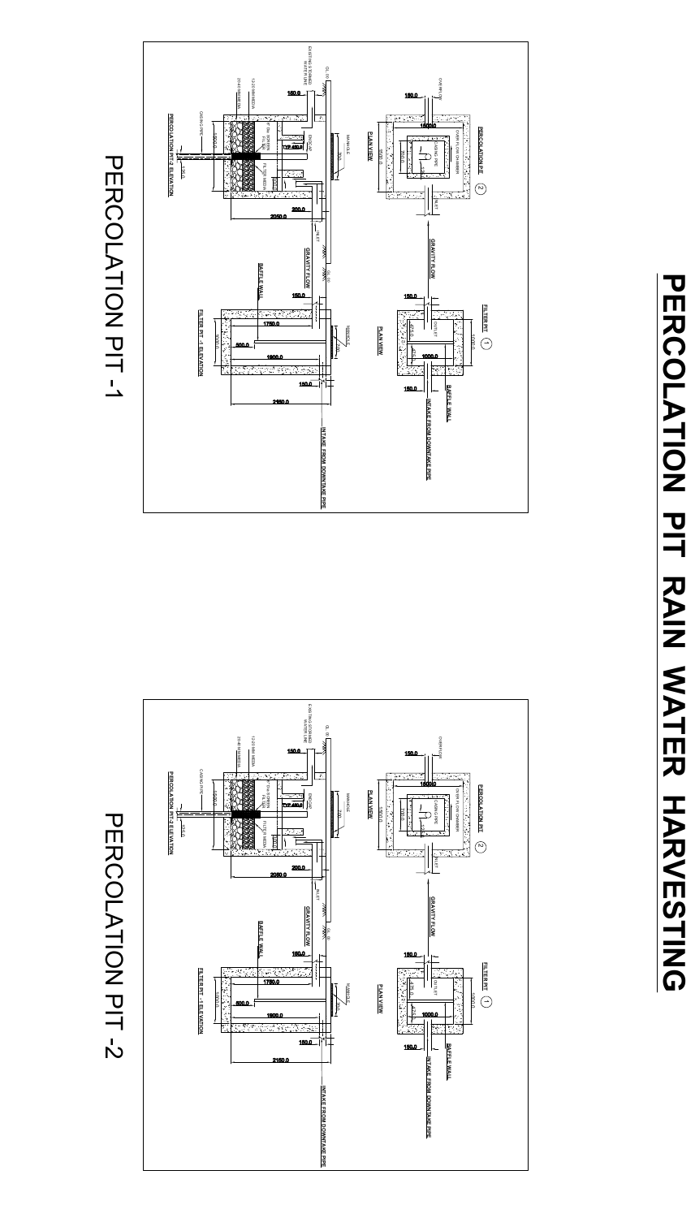# PERCOLATION PIT RAIN WATER HARVESTING

PERCOLATION PIT 2

PLAN VIEW

OVERFLOW

150.0

1500.0

OVER FLOW CHAMBER

CASING PIPE

1000.0

750.0

INLET

GRAVITY FLOW

FILTER PIT 1

PLAN VIEW

150.0

OUTLET

1000.0

1000.0

150.0

BAFFLE WALL

INTAKE FROM DOWNTAKE PIPE

EXISTING STORMED WATER LINE

GL ±0

150.0

ENDCAP

MANHOLE

TYP 450.0

FILTER MEDIA

12-20 MM MEDIA

25-40 MM MEDIA

CASING PIPE

1000.0

200.0

2050.0

INLET

GRAVITY FLOW

BAFFLE WALL

PERCOLATION PIT-2 ELEVATION

GL ±0

150.0

MANHOLE

1750.0

500.0

1900.0

150.0

2150.0

FILTER PIT -1 ELEVATION

INTAKE FROM DOWNTAKE PIPE

PERCOLATION PIT -1

PERCOLATION PIT -2